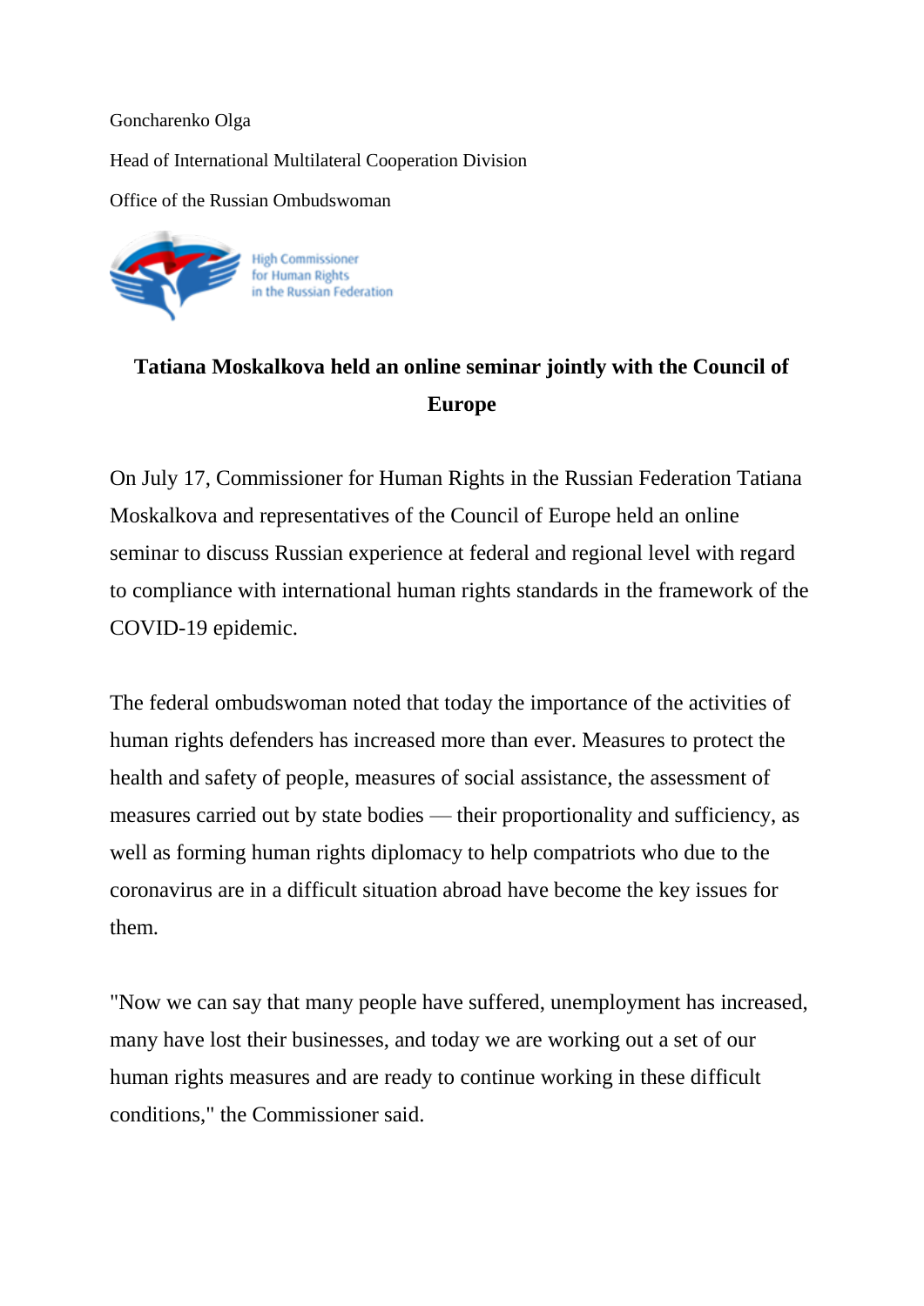Goncharenko Olga

Head of International Multilateral Cooperation Division

Office of the Russian Ombudswoman

High Commissioner
for Human Rights
in the Russian Federation

## Tatiana Moskalkova held an online seminar jointly with the Council of Europe

On July 17, Commissioner for Human Rights in the Russian Federation Tatiana Moskalkova and representatives of the Council of Europe held an online seminar to discuss Russian experience at federal and regional level with regard to compliance with international human rights standards in the framework of the COVID-19 epidemic.

The federal ombudswoman noted that today the importance of the activities of human rights defenders has increased more than ever. Measures to protect the health and safety of people, measures of social assistance, the assessment of measures carried out by state bodies — their proportionality and sufficiency, as well as forming human rights diplomacy to help compatriots who due to the coronavirus are in a difficult situation abroad have become the key issues for them.

"Now we can say that many people have suffered, unemployment has increased, many have lost their businesses, and today we are working out a set of our human rights measures and are ready to continue working in these difficult conditions," the Commissioner said.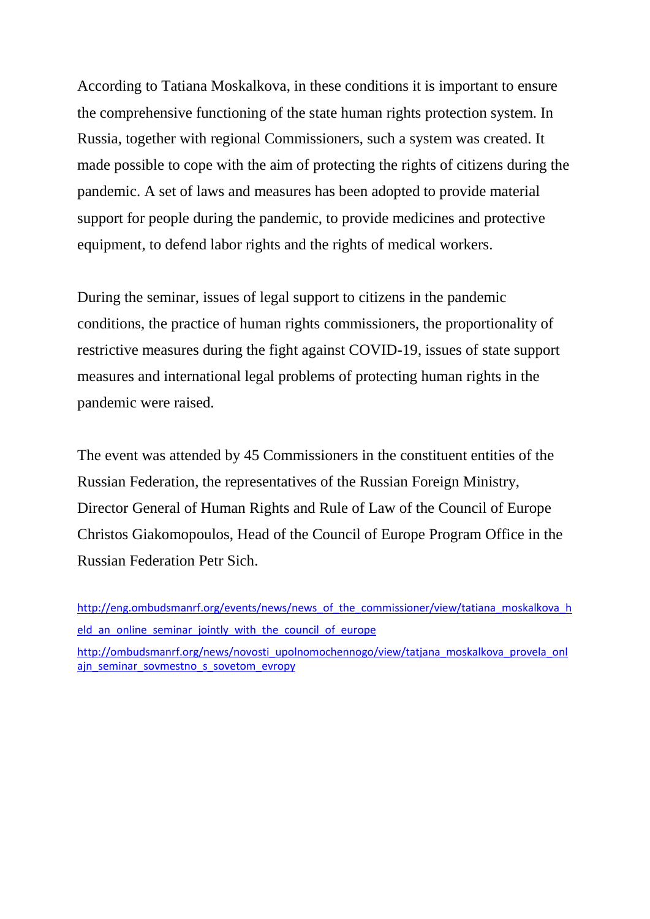According to Tatiana Moskalkova, in these conditions it is important to ensure the comprehensive functioning of the state human rights protection system. In Russia, together with regional Commissioners, such a system was created. It made possible to cope with the aim of protecting the rights of citizens during the pandemic. A set of laws and measures has been adopted to provide material support for people during the pandemic, to provide medicines and protective equipment, to defend labor rights and the rights of medical workers.

During the seminar, issues of legal support to citizens in the pandemic conditions, the practice of human rights commissioners, the proportionality of restrictive measures during the fight against COVID-19, issues of state support measures and international legal problems of protecting human rights in the pandemic were raised.

The event was attended by 45 Commissioners in the constituent entities of the Russian Federation, the representatives of the Russian Foreign Ministry, Director General of Human Rights and Rule of Law of the Council of Europe Christos Giakomopoulos, Head of the Council of Europe Program Office in the Russian Federation Petr Sich.

http://eng.ombudsmanrf.org/events/news/news_of_the_commissioner/view/tatiana_moskalkova_held_an_online_seminar_jointly_with_the_council_of_europe

http://ombudsmanrf.org/news/novosti_upolnomochennogo/view/tatjana_moskalkova_provela_onlajn_seminar_sovmestno_s_sovetom_evropy